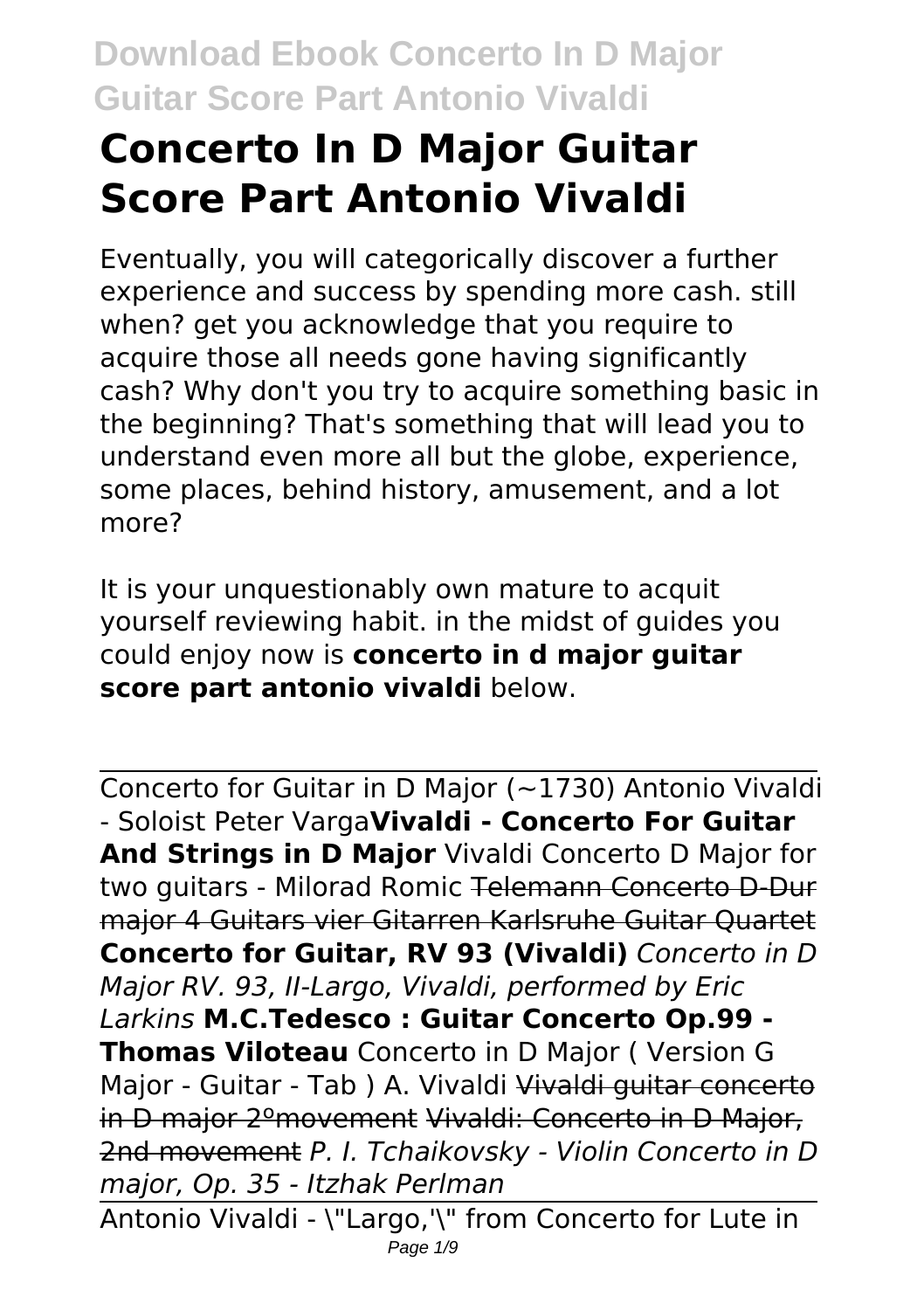# Concerto In D Major Guitar Score Part Antonio Vivaldi

Eventually, you will categorically discover a further experience and success by spending more cash. still when? get you acknowledge that you require to acquire those all needs gone having significantly cash? Why don't you try to acquire something basic in the beginning? That's something that will lead you to understand even more all but the globe, experience, some places, behind history, amusement, and a lot more?

It is your unquestionably own mature to acquit yourself reviewing habit. in the midst of guides you could enjoy now is **concerto in d major guitar score part antonio vivaldi** below.

---

Concerto for Guitar in D Major (~1730) Antonio Vivaldi - Soloist Peter Varga **Vivaldi - Concerto For Guitar And Strings in D Major** Vivaldi Concerto D Major for two guitars - Milorad Romic Telemann Concerto D-Dur major 4 Guitars vier Gitarren Karlsruhe Guitar Quartet **Concerto for Guitar, RV 93 (Vivaldi)** *Concerto in D Major RV. 93, II-Largo, Vivaldi, performed by Eric Larkins* **M.C.Tedesco : Guitar Concerto Op.99 - Thomas Viloteau** Concerto in D Major ( Version G Major - Guitar - Tab ) A. Vivaldi Vivaldi guitar concerto in D major 2ºmovement Vivaldi: Concerto in D Major, 2nd movement *P. I. Tchaikovsky - Violin Concerto in D major, Op. 35 - Itzhak Perlman*

Antonio Vivaldi - "Largo," from Concerto for Lute in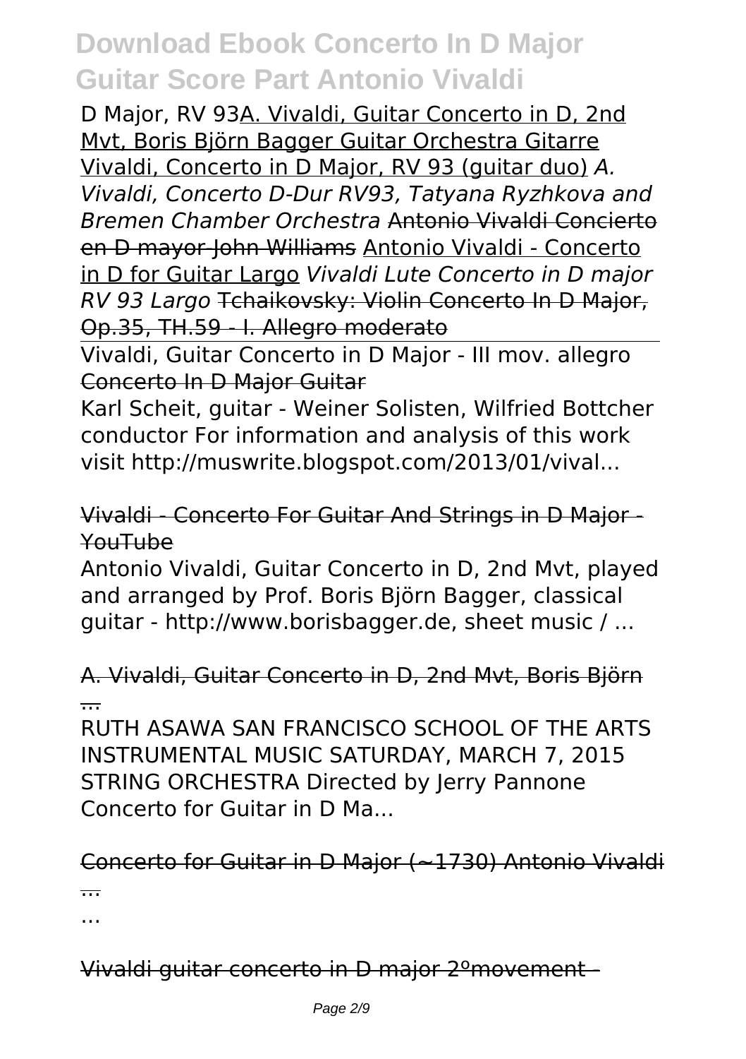D Major, RV 93A. Vivaldi, Guitar Concerto in D, 2nd Mvt, Boris Björn Bagger Guitar Orchestra Gitarre Vivaldi, Concerto in D Major, RV 93 (guitar duo) *A. Vivaldi, Concerto D-Dur RV93, Tatyana Ryzhkova and Bremen Chamber Orchestra* Antonio Vivaldi Concierto en D mayor-John Williams Antonio Vivaldi - Concerto in D for Guitar Largo *Vivaldi Lute Concerto in D major RV 93 Largo* Tchaikovsky: Violin Concerto In D Major, Op.35, TH.59 - I. Allegro moderato

Vivaldi, Guitar Concerto in D Major - III mov. allegro

Concerto In D Major Guitar

Karl Scheit, guitar - Weiner Solisten, Wilfried Bottcher conductor For information and analysis of this work visit http://muswrite.blogspot.com/2013/01/vival...

Vivaldi - Concerto For Guitar And Strings in D Major - YouTube

Antonio Vivaldi, Guitar Concerto in D, 2nd Mvt, played and arranged by Prof. Boris Björn Bagger, classical guitar - http://www.borisbagger.de, sheet music / ...

A. Vivaldi, Guitar Concerto in D, 2nd Mvt, Boris Björn ...

RUTH ASAWA SAN FRANCISCO SCHOOL OF THE ARTS INSTRUMENTAL MUSIC SATURDAY, MARCH 7, 2015 STRING ORCHESTRA Directed by Jerry Pannone Concerto for Guitar in D Ma...

Concerto for Guitar in D Major (~1730) Antonio Vivaldi ...

...

Vivaldi guitar concerto in D major 2ºmovement -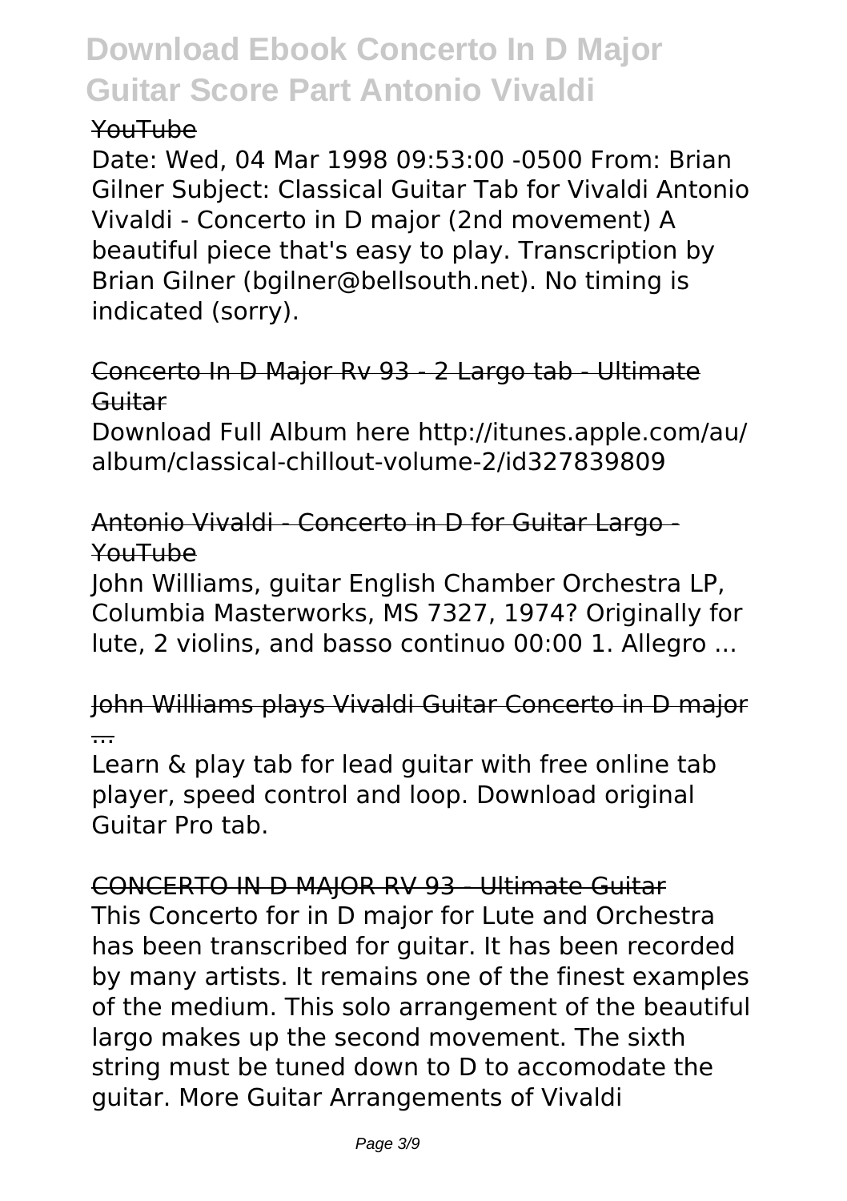YouTube

Date: Wed, 04 Mar 1998 09:53:00 -0500 From: Brian Gilner Subject: Classical Guitar Tab for Vivaldi Antonio Vivaldi - Concerto in D major (2nd movement) A beautiful piece that's easy to play. Transcription by Brian Gilner (bgilner@bellsouth.net). No timing is indicated (sorry).

Concerto In D Major Rv 93 - 2 Largo tab - Ultimate Guitar

Download Full Album here http://itunes.apple.com/au/album/classical-chillout-volume-2/id327839809

Antonio Vivaldi - Concerto in D for Guitar Largo - YouTube

John Williams, guitar English Chamber Orchestra LP, Columbia Masterworks, MS 7327, 1974? Originally for lute, 2 violins, and basso continuo 00:00 1. Allegro ...

John Williams plays Vivaldi Guitar Concerto in D major ...

Learn & play tab for lead guitar with free online tab player, speed control and loop. Download original Guitar Pro tab.

CONCERTO IN D MAJOR RV 93 - Ultimate Guitar

This Concerto for in D major for Lute and Orchestra has been transcribed for guitar. It has been recorded by many artists. It remains one of the finest examples of the medium. This solo arrangement of the beautiful largo makes up the second movement. The sixth string must be tuned down to D to accomodate the guitar. More Guitar Arrangements of Vivaldi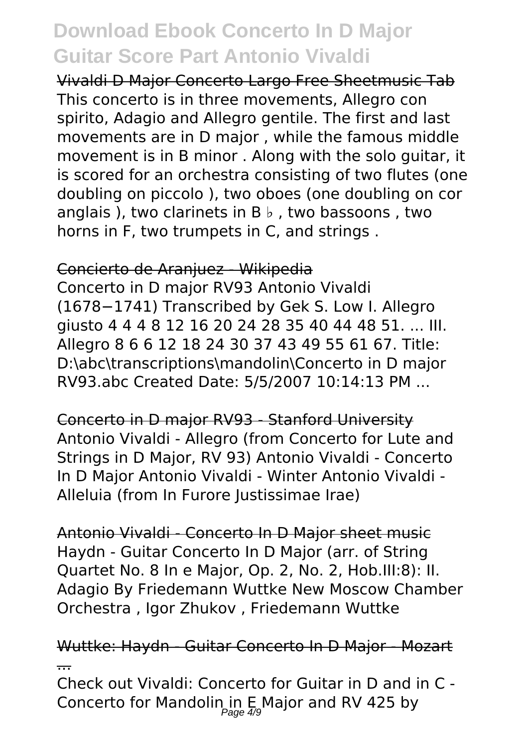Vivaldi D Major Concerto Largo Free Sheetmusic Tab

This concerto is in three movements, Allegro con spirito, Adagio and Allegro gentile. The first and last movements are in D major , while the famous middle movement is in B minor . Along with the solo guitar, it is scored for an orchestra consisting of two flutes (one doubling on piccolo ), two oboes (one doubling on cor anglais ), two clarinets in B ♭ , two bassoons , two horns in F, two trumpets in C, and strings .

Concierto de Aranjuez - Wikipedia

Concerto in D major RV93 Antonio Vivaldi (1678−1741) Transcribed by Gek S. Low I. Allegro giusto 4 4 4 8 12 16 20 24 28 35 40 44 48 51. ... III. Allegro 8 6 6 12 18 24 30 37 43 49 55 61 67. Title: D:\abc\transcriptions\mandolin\Concerto in D major RV93.abc Created Date: 5/5/2007 10:14:13 PM ...

Concerto in D major RV93 - Stanford University

Antonio Vivaldi - Allegro (from Concerto for Lute and Strings in D Major, RV 93) Antonio Vivaldi - Concerto In D Major Antonio Vivaldi - Winter Antonio Vivaldi - Alleluia (from In Furore Justissimae Irae)

Antonio Vivaldi - Concerto In D Major sheet music

Haydn - Guitar Concerto In D Major (arr. of String Quartet No. 8 In e Major, Op. 2, No. 2, Hob.III:8): II. Adagio By Friedemann Wuttke New Moscow Chamber Orchestra , Igor Zhukov , Friedemann Wuttke

Wuttke: Haydn - Guitar Concerto In D Major - Mozart ...

Check out Vivaldi: Concerto for Guitar in D and in C - Concerto for Mandolin in E Major and RV 425 by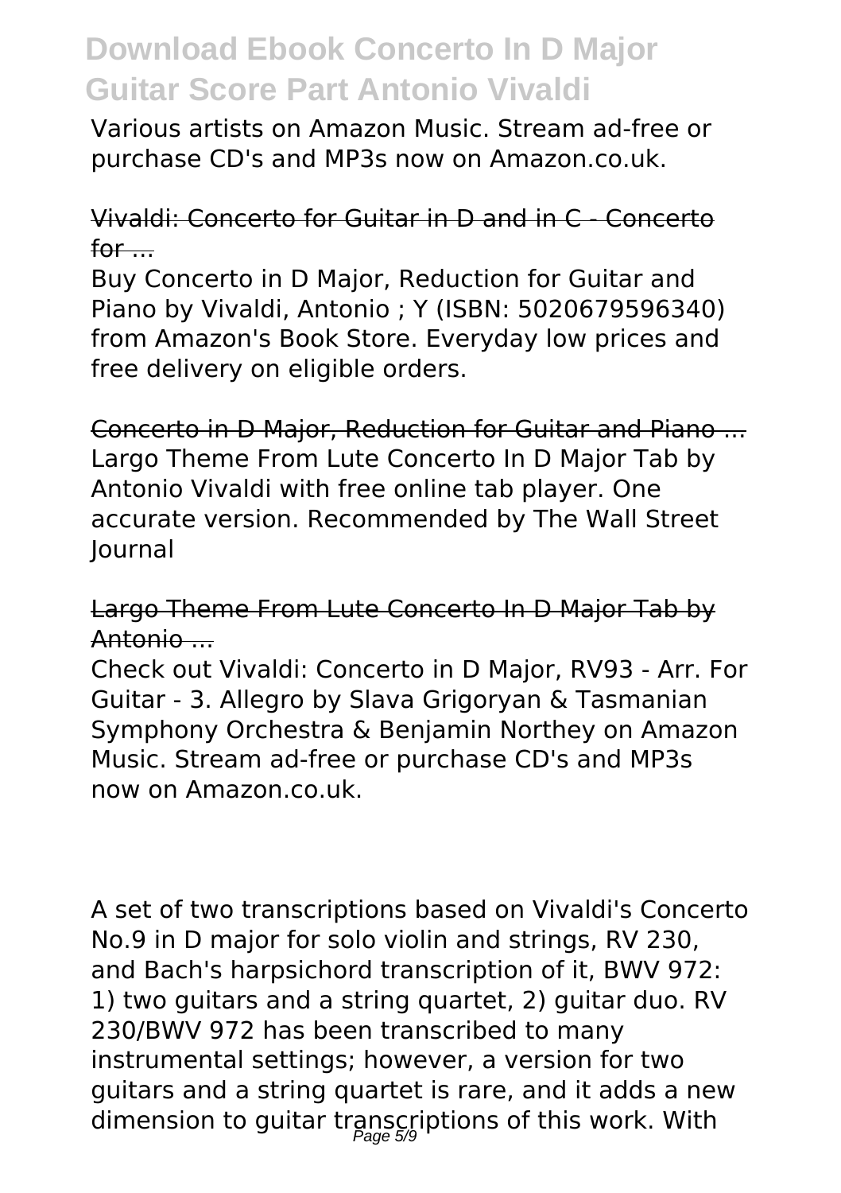Various artists on Amazon Music. Stream ad-free or purchase CD's and MP3s now on Amazon.co.uk.

Vivaldi: Concerto for Guitar in D and in C - Concerto for ...

Buy Concerto in D Major, Reduction for Guitar and Piano by Vivaldi, Antonio ; Y (ISBN: 5020679596340) from Amazon's Book Store. Everyday low prices and free delivery on eligible orders.

Concerto in D Major, Reduction for Guitar and Piano ...

Largo Theme From Lute Concerto In D Major Tab by Antonio Vivaldi with free online tab player. One accurate version. Recommended by The Wall Street Journal

Largo Theme From Lute Concerto In D Major Tab by Antonio ...

Check out Vivaldi: Concerto in D Major, RV93 - Arr. For Guitar - 3. Allegro by Slava Grigoryan & Tasmanian Symphony Orchestra & Benjamin Northey on Amazon Music. Stream ad-free or purchase CD's and MP3s now on Amazon.co.uk.

A set of two transcriptions based on Vivaldi's Concerto No.9 in D major for solo violin and strings, RV 230, and Bach's harpsichord transcription of it, BWV 972: 1) two guitars and a string quartet, 2) guitar duo. RV 230/BWV 972 has been transcribed to many instrumental settings; however, a version for two guitars and a string quartet is rare, and it adds a new dimension to guitar transcriptions of this work. With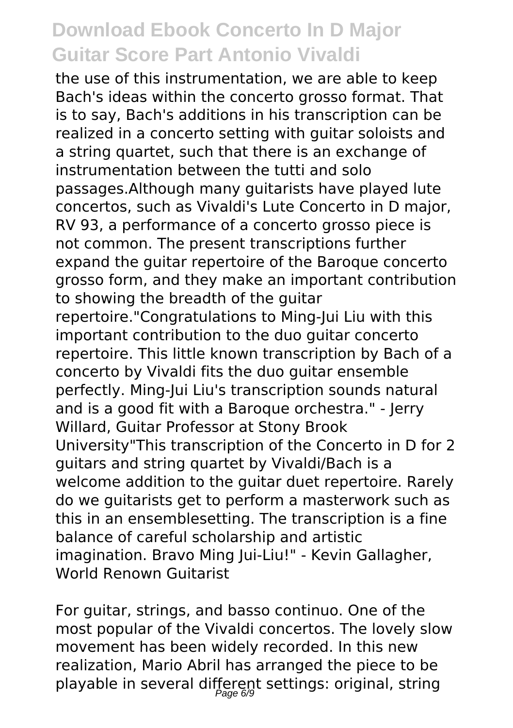the use of this instrumentation, we are able to keep Bach's ideas within the concerto grosso format. That is to say, Bach's additions in his transcription can be realized in a concerto setting with guitar soloists and a string quartet, such that there is an exchange of instrumentation between the tutti and solo passages.Although many guitarists have played lute concertos, such as Vivaldi's Lute Concerto in D major, RV 93, a performance of a concerto grosso piece is not common. The present transcriptions further expand the guitar repertoire of the Baroque concerto grosso form, and they make an important contribution to showing the breadth of the guitar repertoire."Congratulations to Ming-Jui Liu with this important contribution to the duo guitar concerto repertoire. This little known transcription by Bach of a concerto by Vivaldi fits the duo guitar ensemble perfectly. Ming-Jui Liu's transcription sounds natural and is a good fit with a Baroque orchestra." - Jerry Willard, Guitar Professor at Stony Brook University"This transcription of the Concerto in D for 2 guitars and string quartet by Vivaldi/Bach is a welcome addition to the guitar duet repertoire. Rarely do we guitarists get to perform a masterwork such as this in an ensemblesetting. The transcription is a fine balance of careful scholarship and artistic imagination. Bravo Ming Jui-Liu!" - Kevin Gallagher, World Renown Guitarist

For guitar, strings, and basso continuo. One of the most popular of the Vivaldi concertos. The lovely slow movement has been widely recorded. In this new realization, Mario Abril has arranged the piece to be playable in several different settings: original, string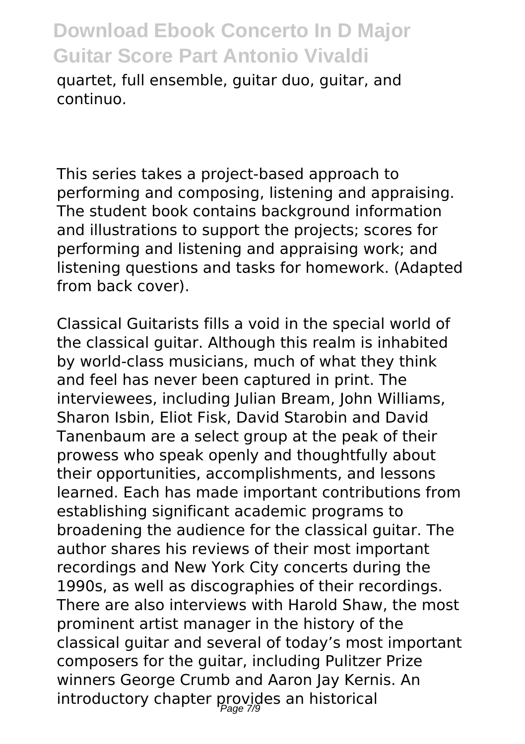quartet, full ensemble, guitar duo, guitar, and continuo.

This series takes a project-based approach to performing and composing, listening and appraising. The student book contains background information and illustrations to support the projects; scores for performing and listening and appraising work; and listening questions and tasks for homework. (Adapted from back cover).

Classical Guitarists fills a void in the special world of the classical guitar. Although this realm is inhabited by world-class musicians, much of what they think and feel has never been captured in print. The interviewees, including Julian Bream, John Williams, Sharon Isbin, Eliot Fisk, David Starobin and David Tanenbaum are a select group at the peak of their prowess who speak openly and thoughtfully about their opportunities, accomplishments, and lessons learned. Each has made important contributions from establishing significant academic programs to broadening the audience for the classical guitar. The author shares his reviews of their most important recordings and New York City concerts during the 1990s, as well as discographies of their recordings. There are also interviews with Harold Shaw, the most prominent artist manager in the history of the classical guitar and several of today's most important composers for the guitar, including Pulitzer Prize winners George Crumb and Aaron Jay Kernis. An introductory chapter provides an historical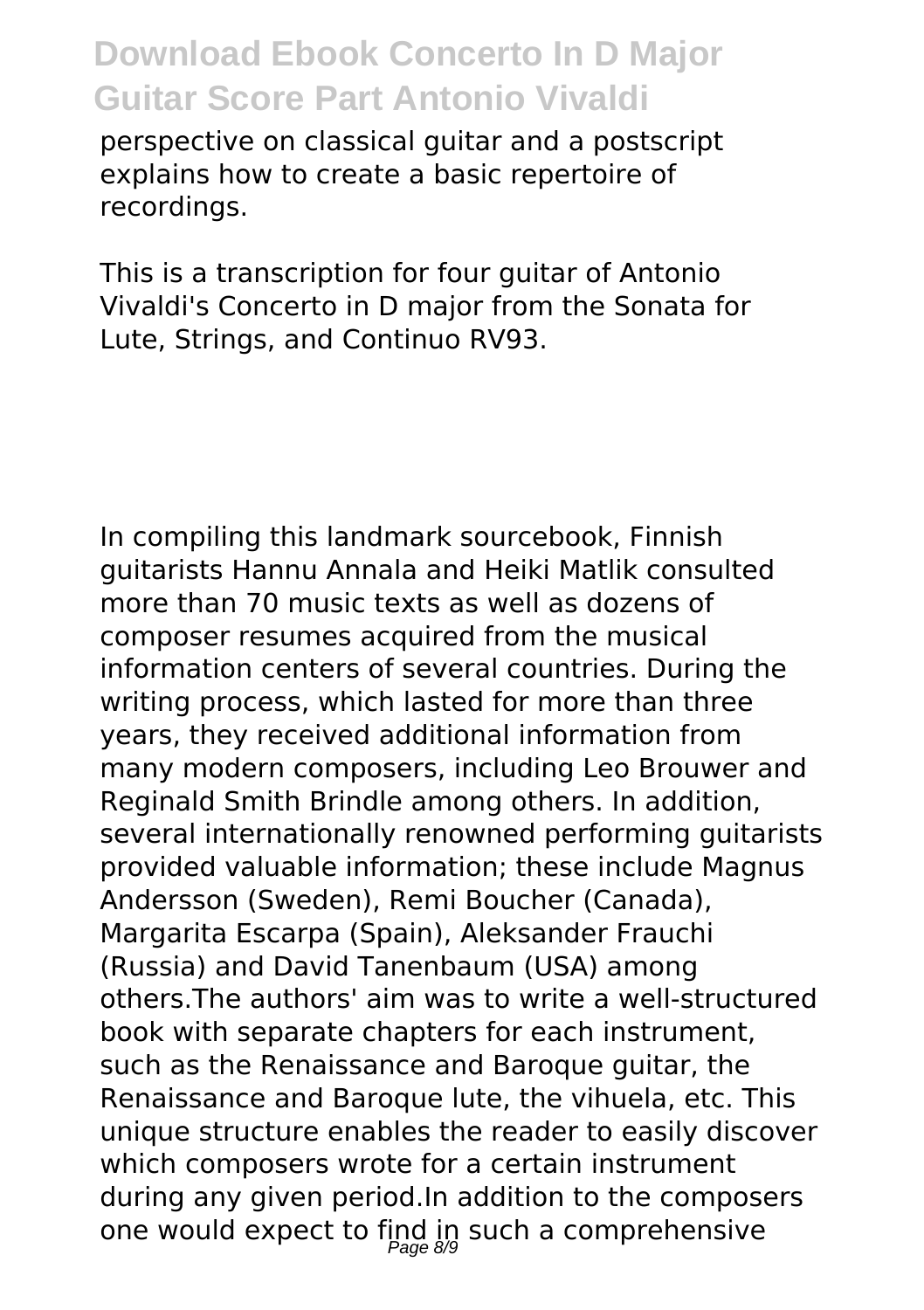perspective on classical guitar and a postscript explains how to create a basic repertoire of recordings.

This is a transcription for four guitar of Antonio Vivaldi's Concerto in D major from the Sonata for Lute, Strings, and Continuo RV93.

In compiling this landmark sourcebook, Finnish guitarists Hannu Annala and Heiki Matlik consulted more than 70 music texts as well as dozens of composer resumes acquired from the musical information centers of several countries. During the writing process, which lasted for more than three years, they received additional information from many modern composers, including Leo Brouwer and Reginald Smith Brindle among others. In addition, several internationally renowned performing guitarists provided valuable information; these include Magnus Andersson (Sweden), Remi Boucher (Canada), Margarita Escarpa (Spain), Aleksander Frauchi (Russia) and David Tanenbaum (USA) among others.The authors' aim was to write a well-structured book with separate chapters for each instrument, such as the Renaissance and Baroque guitar, the Renaissance and Baroque lute, the vihuela, etc. This unique structure enables the reader to easily discover which composers wrote for a certain instrument during any given period.In addition to the composers one would expect to find in such a comprehensive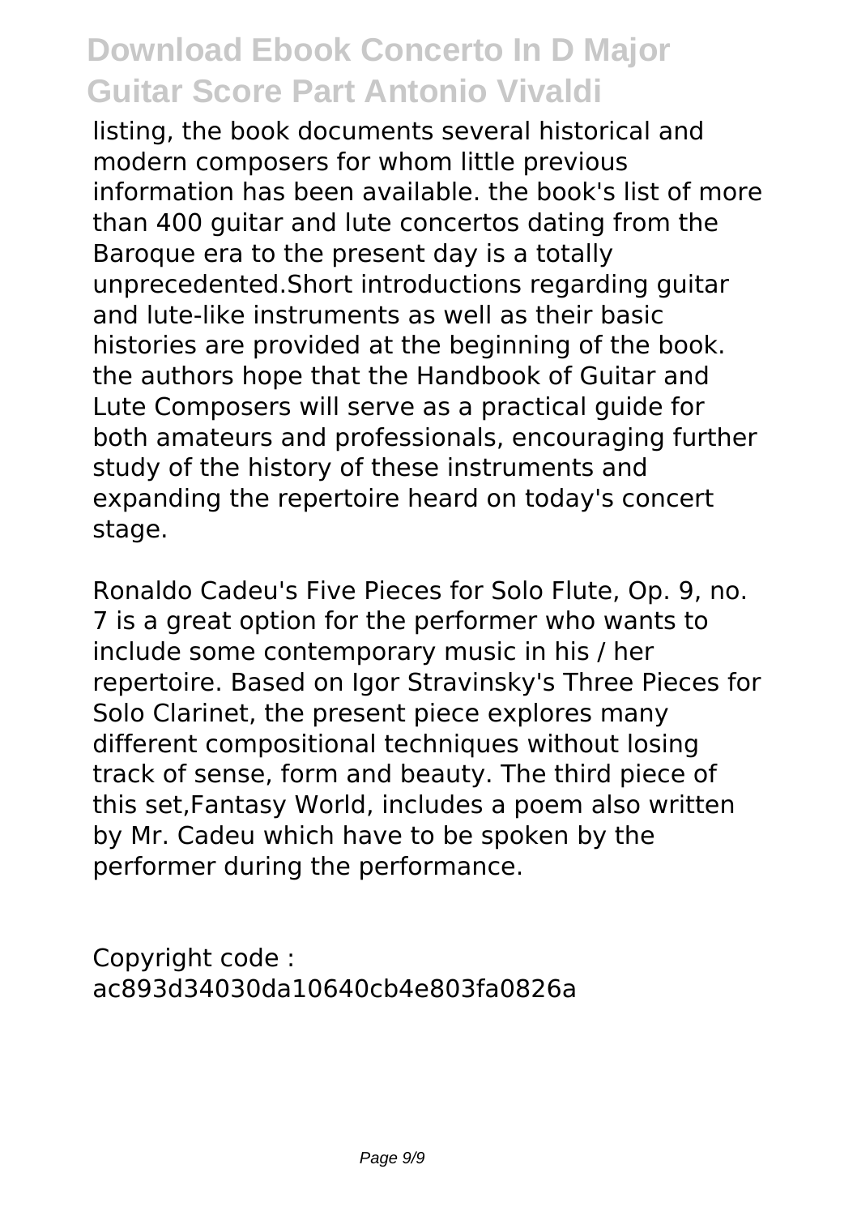listing, the book documents several historical and modern composers for whom little previous information has been available. the book's list of more than 400 guitar and lute concertos dating from the Baroque era to the present day is a totally unprecedented.Short introductions regarding guitar and lute-like instruments as well as their basic histories are provided at the beginning of the book. the authors hope that the Handbook of Guitar and Lute Composers will serve as a practical guide for both amateurs and professionals, encouraging further study of the history of these instruments and expanding the repertoire heard on today's concert stage.

Ronaldo Cadeu's Five Pieces for Solo Flute, Op. 9, no. 7 is a great option for the performer who wants to include some contemporary music in his / her repertoire. Based on Igor Stravinsky's Three Pieces for Solo Clarinet, the present piece explores many different compositional techniques without losing track of sense, form and beauty. The third piece of this set,Fantasy World, includes a poem also written by Mr. Cadeu which have to be spoken by the performer during the performance.

Copyright code : ac893d34030da10640cb4e803fa0826a